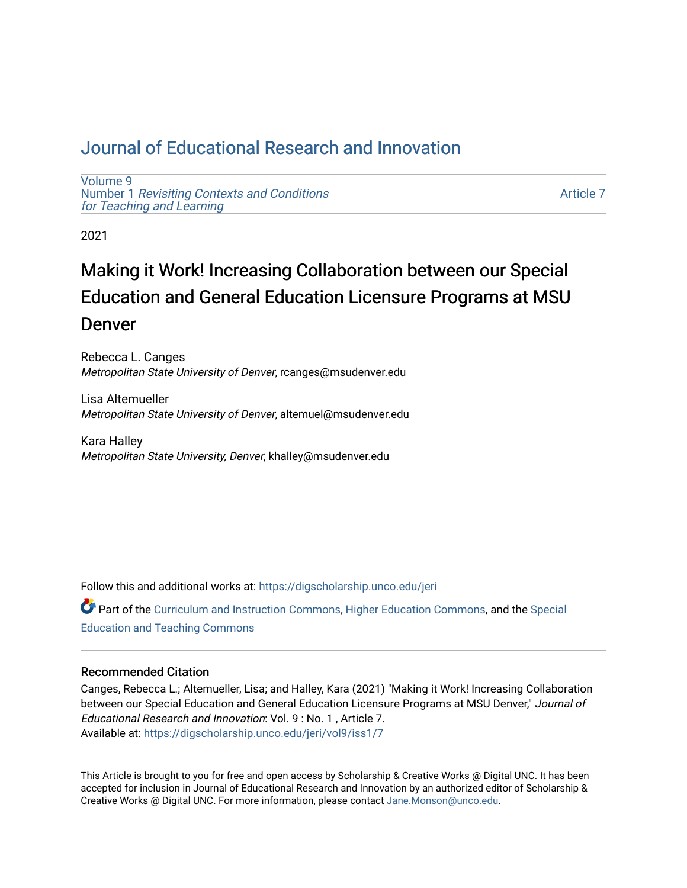# Journal of Educational Research and Innovation

Volume 9
Number 1 *Revisiting Contexts and Conditions for Teaching and Learning*

Article 7

2021

## Making it Work! Increasing Collaboration between our Special Education and General Education Licensure Programs at MSU Denver

Rebecca L. Canges
*Metropolitan State University of Denver*, rcanges@msudenver.edu

Lisa Altemueller
*Metropolitan State University of Denver*, altemuel@msudenver.edu

Kara Halley
*Metropolitan State University, Denver*, khalley@msudenver.edu

Follow this and additional works at: https://digscholarship.unco.edu/jeri

Part of the Curriculum and Instruction Commons, Higher Education Commons, and the Special Education and Teaching Commons

### Recommended Citation

Canges, Rebecca L.; Altemueller, Lisa; and Halley, Kara (2021) "Making it Work! Increasing Collaboration between our Special Education and General Education Licensure Programs at MSU Denver," *Journal of Educational Research and Innovation*: Vol. 9 : No. 1 , Article 7.
Available at: https://digscholarship.unco.edu/jeri/vol9/iss1/7

This Article is brought to you for free and open access by Scholarship & Creative Works @ Digital UNC. It has been accepted for inclusion in Journal of Educational Research and Innovation by an authorized editor of Scholarship & Creative Works @ Digital UNC. For more information, please contact Jane.Monson@unco.edu.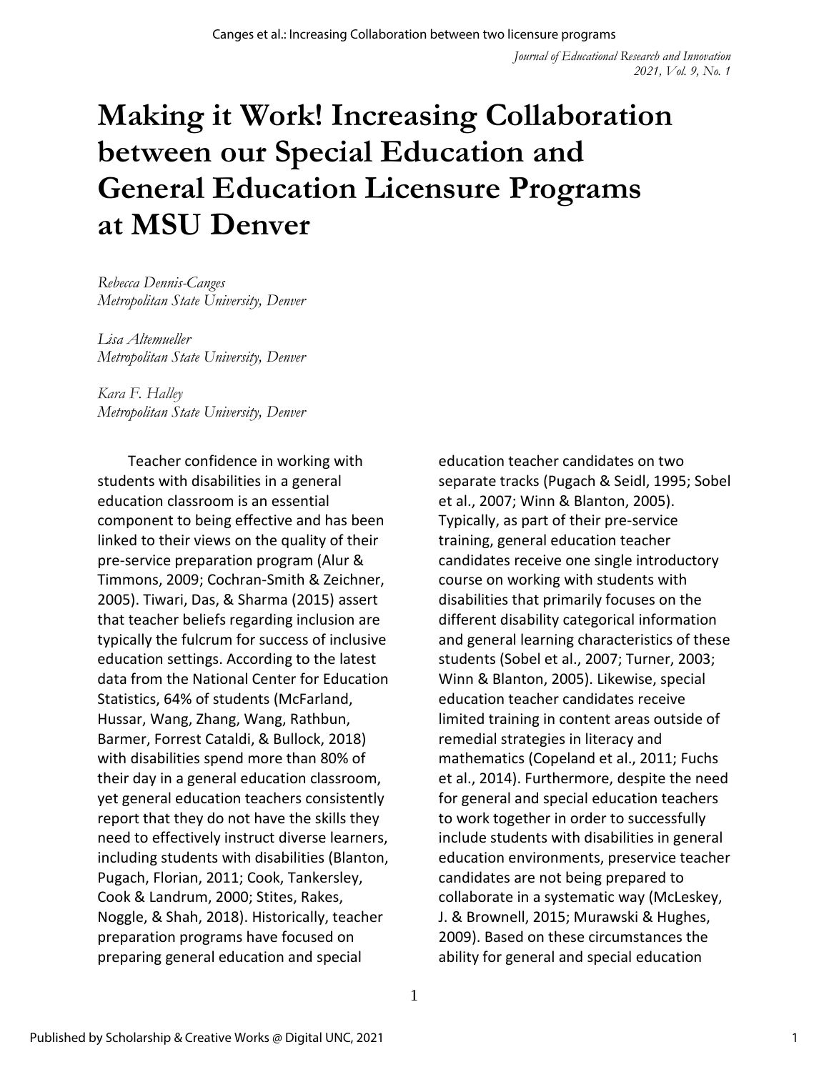# Making it Work! Increasing Collaboration between our Special Education and General Education Licensure Programs at MSU Denver

*Rebecca Dennis-Canges*
*Metropolitan State University, Denver*

*Lisa Altemueller*
*Metropolitan State University, Denver*

*Kara F. Halley*
*Metropolitan State University, Denver*

Teacher confidence in working with students with disabilities in a general education classroom is an essential component to being effective and has been linked to their views on the quality of their pre-service preparation program (Alur & Timmons, 2009; Cochran-Smith & Zeichner, 2005). Tiwari, Das, & Sharma (2015) assert that teacher beliefs regarding inclusion are typically the fulcrum for success of inclusive education settings. According to the latest data from the National Center for Education Statistics, 64% of students (McFarland, Hussar, Wang, Zhang, Wang, Rathbun, Barmer, Forrest Cataldi, & Bullock, 2018) with disabilities spend more than 80% of their day in a general education classroom, yet general education teachers consistently report that they do not have the skills they need to effectively instruct diverse learners, including students with disabilities (Blanton, Pugach, Florian, 2011; Cook, Tankersley, Cook & Landrum, 2000; Stites, Rakes, Noggle, & Shah, 2018). Historically, teacher preparation programs have focused on preparing general education and special education teacher candidates on two separate tracks (Pugach & Seidl, 1995; Sobel et al., 2007; Winn & Blanton, 2005). Typically, as part of their pre-service training, general education teacher candidates receive one single introductory course on working with students with disabilities that primarily focuses on the different disability categorical information and general learning characteristics of these students (Sobel et al., 2007; Turner, 2003; Winn & Blanton, 2005). Likewise, special education teacher candidates receive limited training in content areas outside of remedial strategies in literacy and mathematics (Copeland et al., 2011; Fuchs et al., 2014). Furthermore, despite the need for general and special education teachers to work together in order to successfully include students with disabilities in general education environments, preservice teacher candidates are not being prepared to collaborate in a systematic way (McLeskey, J. & Brownell, 2015; Murawski & Hughes, 2009). Based on these circumstances the ability for general and special education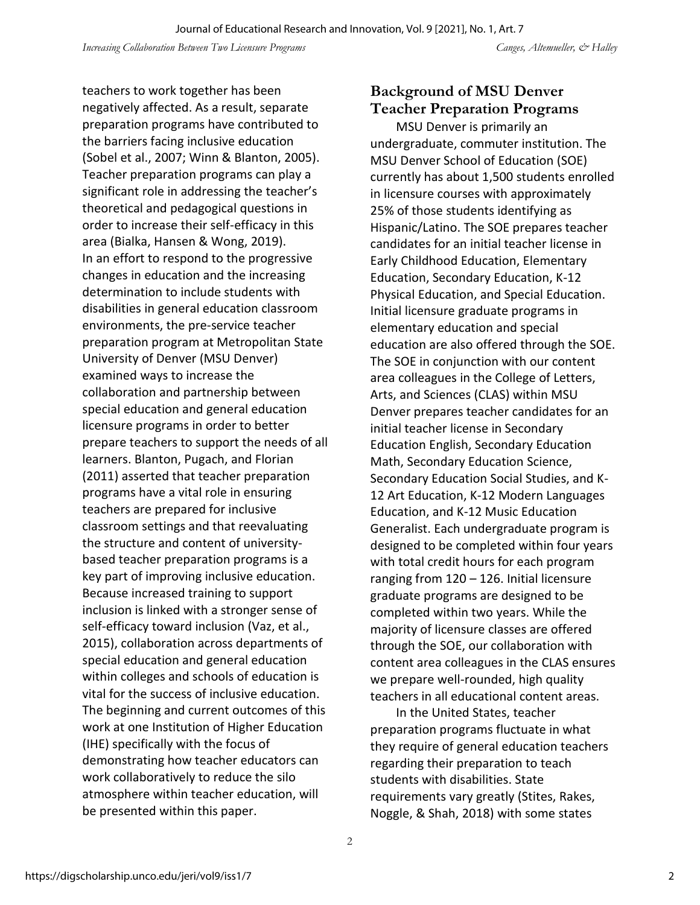teachers to work together has been negatively affected. As a result, separate preparation programs have contributed to the barriers facing inclusive education (Sobel et al., 2007; Winn & Blanton, 2005). Teacher preparation programs can play a significant role in addressing the teacher's theoretical and pedagogical questions in order to increase their self-efficacy in this area (Bialka, Hansen & Wong, 2019). In an effort to respond to the progressive changes in education and the increasing determination to include students with disabilities in general education classroom environments, the pre-service teacher preparation program at Metropolitan State University of Denver (MSU Denver) examined ways to increase the collaboration and partnership between special education and general education licensure programs in order to better prepare teachers to support the needs of all learners. Blanton, Pugach, and Florian (2011) asserted that teacher preparation programs have a vital role in ensuring teachers are prepared for inclusive classroom settings and that reevaluating the structure and content of university-based teacher preparation programs is a key part of improving inclusive education. Because increased training to support inclusion is linked with a stronger sense of self-efficacy toward inclusion (Vaz, et al., 2015), collaboration across departments of special education and general education within colleges and schools of education is vital for the success of inclusive education. The beginning and current outcomes of this work at one Institution of Higher Education (IHE) specifically with the focus of demonstrating how teacher educators can work collaboratively to reduce the silo atmosphere within teacher education, will be presented within this paper.

## Background of MSU Denver Teacher Preparation Programs

MSU Denver is primarily an undergraduate, commuter institution. The MSU Denver School of Education (SOE) currently has about 1,500 students enrolled in licensure courses with approximately 25% of those students identifying as Hispanic/Latino. The SOE prepares teacher candidates for an initial teacher license in Early Childhood Education, Elementary Education, Secondary Education, K-12 Physical Education, and Special Education. Initial licensure graduate programs in elementary education and special education are also offered through the SOE. The SOE in conjunction with our content area colleagues in the College of Letters, Arts, and Sciences (CLAS) within MSU Denver prepares teacher candidates for an initial teacher license in Secondary Education English, Secondary Education Math, Secondary Education Science, Secondary Education Social Studies, and K-12 Art Education, K-12 Modern Languages Education, and K-12 Music Education Generalist. Each undergraduate program is designed to be completed within four years with total credit hours for each program ranging from 120 – 126. Initial licensure graduate programs are designed to be completed within two years. While the majority of licensure classes are offered through the SOE, our collaboration with content area colleagues in the CLAS ensures we prepare well-rounded, high quality teachers in all educational content areas.

In the United States, teacher preparation programs fluctuate in what they require of general education teachers regarding their preparation to teach students with disabilities. State requirements vary greatly (Stites, Rakes, Noggle, & Shah, 2018) with some states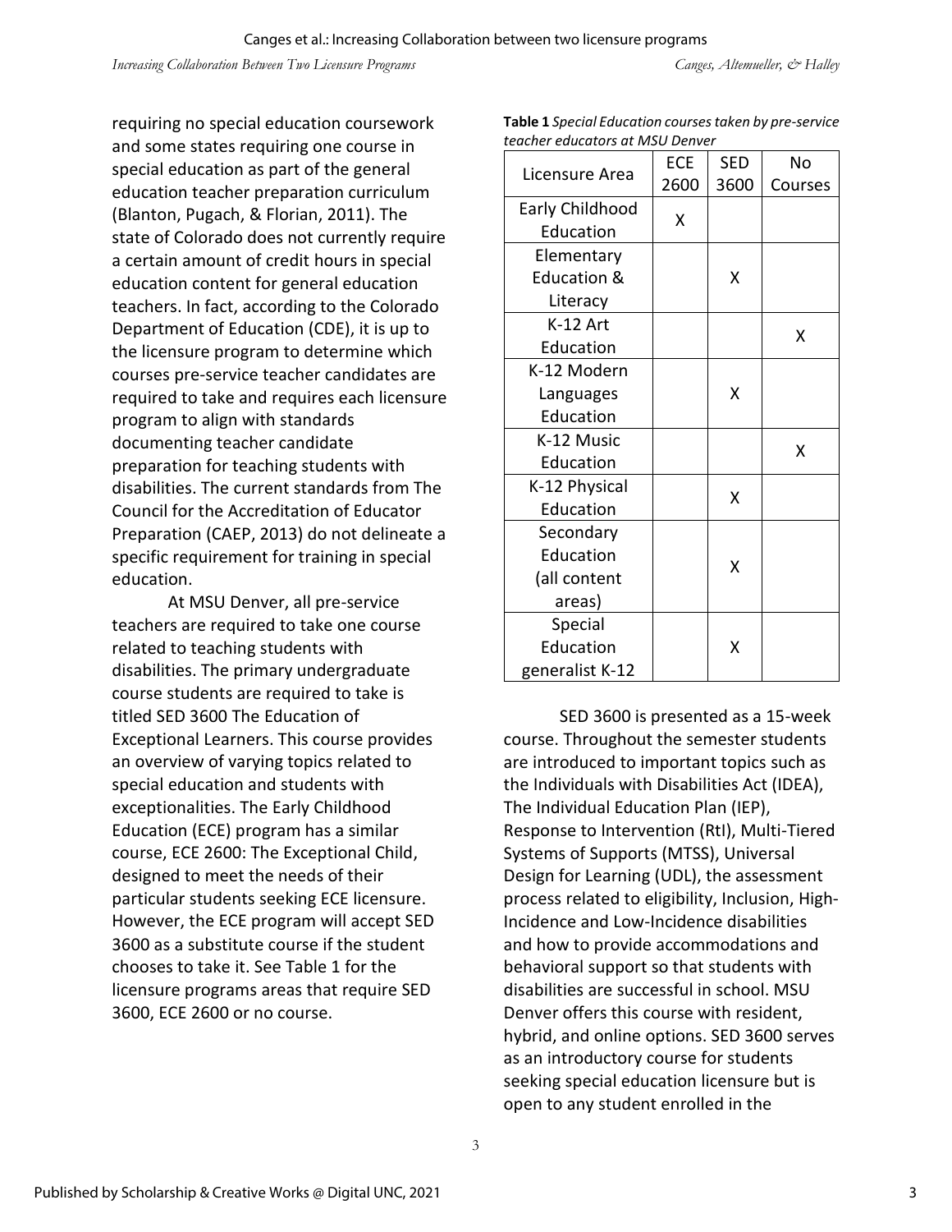requiring no special education coursework and some states requiring one course in special education as part of the general education teacher preparation curriculum (Blanton, Pugach, & Florian, 2011). The state of Colorado does not currently require a certain amount of credit hours in special education content for general education teachers. In fact, according to the Colorado Department of Education (CDE), it is up to the licensure program to determine which courses pre-service teacher candidates are required to take and requires each licensure program to align with standards documenting teacher candidate preparation for teaching students with disabilities. The current standards from The Council for the Accreditation of Educator Preparation (CAEP, 2013) do not delineate a specific requirement for training in special education.

At MSU Denver, all pre-service teachers are required to take one course related to teaching students with disabilities. The primary undergraduate course students are required to take is titled SED 3600 The Education of Exceptional Learners. This course provides an overview of varying topics related to special education and students with exceptionalities. The Early Childhood Education (ECE) program has a similar course, ECE 2600: The Exceptional Child, designed to meet the needs of their particular students seeking ECE licensure. However, the ECE program will accept SED 3600 as a substitute course if the student chooses to take it. See Table 1 for the licensure programs areas that require SED 3600, ECE 2600 or no course.

**Table 1** *Special Education courses taken by pre-service teacher educators at MSU Denver*

| Licensure Area | ECE 2600 | SED 3600 | No Courses |
|---|---|---|---|
| Early Childhood Education | X | | |
| Elementary Education & Literacy | | X | |
| K-12 Art Education | | | X |
| K-12 Modern Languages Education | | X | |
| K-12 Music Education | | | X |
| K-12 Physical Education | | X | |
| Secondary Education (all content areas) | | X | |
| Special Education generalist K-12 | | X | |

SED 3600 is presented as a 15-week course. Throughout the semester students are introduced to important topics such as the Individuals with Disabilities Act (IDEA), The Individual Education Plan (IEP), Response to Intervention (RtI), Multi-Tiered Systems of Supports (MTSS), Universal Design for Learning (UDL), the assessment process related to eligibility, Inclusion, High-Incidence and Low-Incidence disabilities and how to provide accommodations and behavioral support so that students with disabilities are successful in school. MSU Denver offers this course with resident, hybrid, and online options. SED 3600 serves as an introductory course for students seeking special education licensure but is open to any student enrolled in the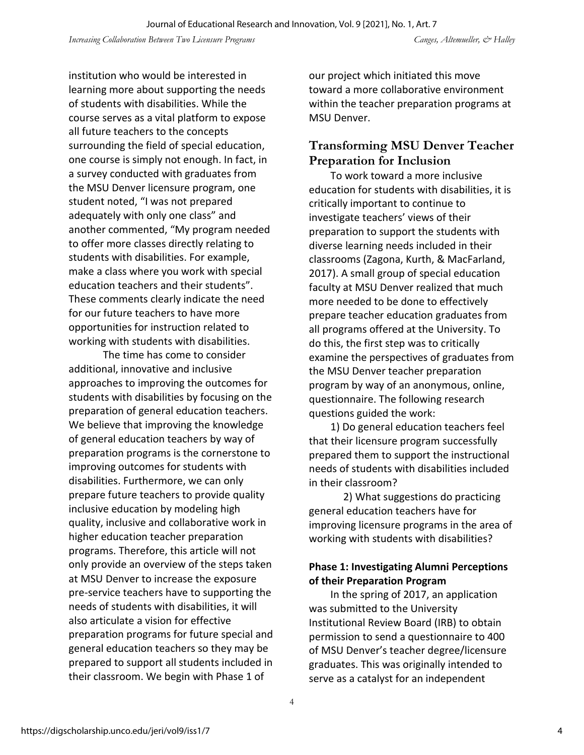institution who would be interested in learning more about supporting the needs of students with disabilities. While the course serves as a vital platform to expose all future teachers to the concepts surrounding the field of special education, one course is simply not enough. In fact, in a survey conducted with graduates from the MSU Denver licensure program, one student noted, "I was not prepared adequately with only one class" and another commented, "My program needed to offer more classes directly relating to students with disabilities. For example, make a class where you work with special education teachers and their students". These comments clearly indicate the need for our future teachers to have more opportunities for instruction related to working with students with disabilities.

The time has come to consider additional, innovative and inclusive approaches to improving the outcomes for students with disabilities by focusing on the preparation of general education teachers. We believe that improving the knowledge of general education teachers by way of preparation programs is the cornerstone to improving outcomes for students with disabilities. Furthermore, we can only prepare future teachers to provide quality inclusive education by modeling high quality, inclusive and collaborative work in higher education teacher preparation programs. Therefore, this article will not only provide an overview of the steps taken at MSU Denver to increase the exposure pre-service teachers have to supporting the needs of students with disabilities, it will also articulate a vision for effective preparation programs for future special and general education teachers so they may be prepared to support all students included in their classroom. We begin with Phase 1 of our project which initiated this move toward a more collaborative environment within the teacher preparation programs at MSU Denver.

## Transforming MSU Denver Teacher Preparation for Inclusion

To work toward a more inclusive education for students with disabilities, it is critically important to continue to investigate teachers' views of their preparation to support the students with diverse learning needs included in their classrooms (Zagona, Kurth, & MacFarland, 2017). A small group of special education faculty at MSU Denver realized that much more needed to be done to effectively prepare teacher education graduates from all programs offered at the University. To do this, the first step was to critically examine the perspectives of graduates from the MSU Denver teacher preparation program by way of an anonymous, online, questionnaire. The following research questions guided the work:

1) Do general education teachers feel that their licensure program successfully prepared them to support the instructional needs of students with disabilities included in their classroom?

2) What suggestions do practicing general education teachers have for improving licensure programs in the area of working with students with disabilities?

### Phase 1: Investigating Alumni Perceptions of their Preparation Program

In the spring of 2017, an application was submitted to the University Institutional Review Board (IRB) to obtain permission to send a questionnaire to 400 of MSU Denver's teacher degree/licensure graduates. This was originally intended to serve as a catalyst for an independent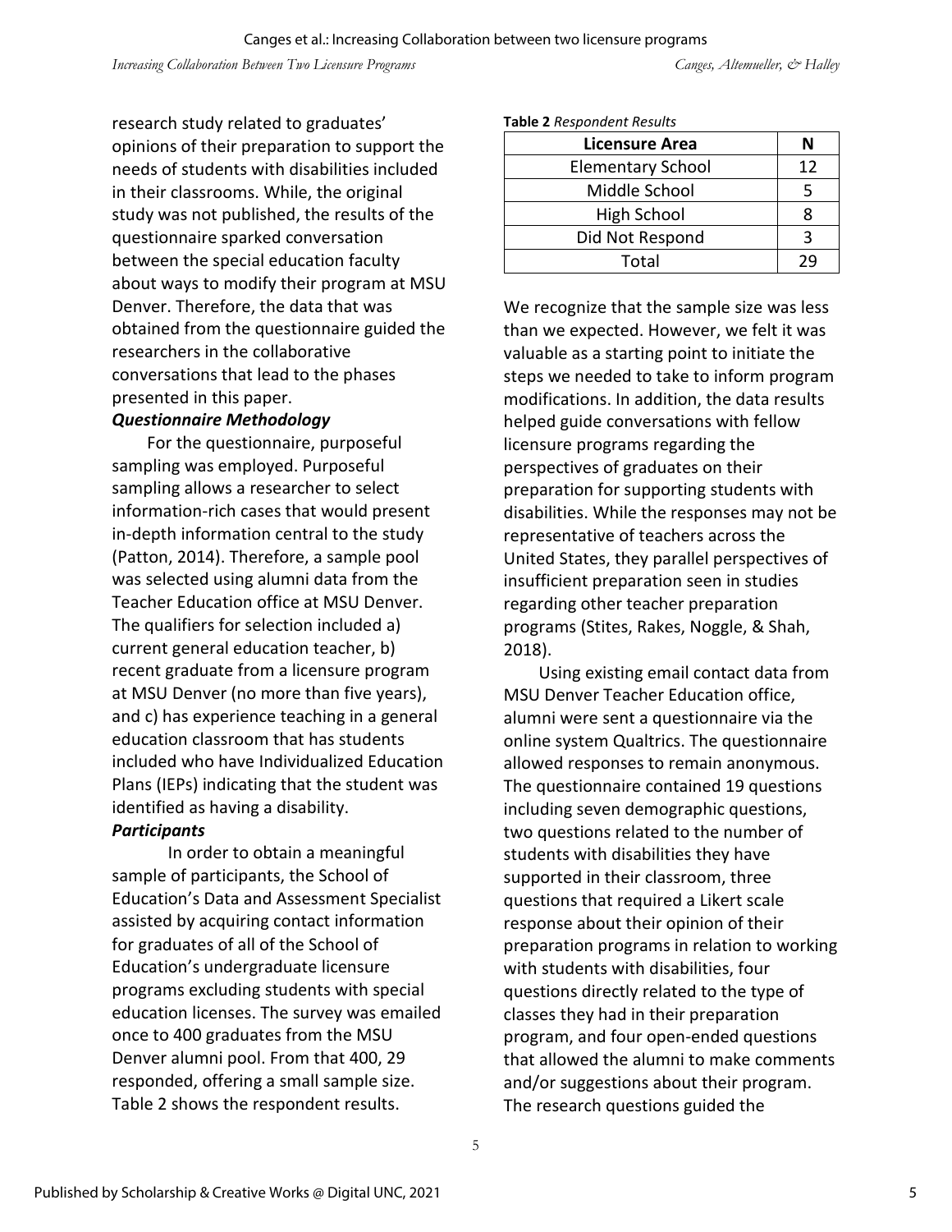research study related to graduates' opinions of their preparation to support the needs of students with disabilities included in their classrooms. While, the original study was not published, the results of the questionnaire sparked conversation between the special education faculty about ways to modify their program at MSU Denver. Therefore, the data that was obtained from the questionnaire guided the researchers in the collaborative conversations that lead to the phases presented in this paper.

***Questionnaire Methodology***

For the questionnaire, purposeful sampling was employed. Purposeful sampling allows a researcher to select information-rich cases that would present in-depth information central to the study (Patton, 2014). Therefore, a sample pool was selected using alumni data from the Teacher Education office at MSU Denver. The qualifiers for selection included a) current general education teacher, b) recent graduate from a licensure program at MSU Denver (no more than five years), and c) has experience teaching in a general education classroom that has students included who have Individualized Education Plans (IEPs) indicating that the student was identified as having a disability.

***Participants***

In order to obtain a meaningful sample of participants, the School of Education's Data and Assessment Specialist assisted by acquiring contact information for graduates of all of the School of Education's undergraduate licensure programs excluding students with special education licenses. The survey was emailed once to 400 graduates from the MSU Denver alumni pool. From that 400, 29 responded, offering a small sample size. Table 2 shows the respondent results.

**Table 2** *Respondent Results*

| Licensure Area | N |
|---|---|
| Elementary School | 12 |
| Middle School | 5 |
| High School | 8 |
| Did Not Respond | 3 |
| Total | 29 |

We recognize that the sample size was less than we expected. However, we felt it was valuable as a starting point to initiate the steps we needed to take to inform program modifications. In addition, the data results helped guide conversations with fellow licensure programs regarding the perspectives of graduates on their preparation for supporting students with disabilities. While the responses may not be representative of teachers across the United States, they parallel perspectives of insufficient preparation seen in studies regarding other teacher preparation programs (Stites, Rakes, Noggle, & Shah, 2018).

Using existing email contact data from MSU Denver Teacher Education office, alumni were sent a questionnaire via the online system Qualtrics. The questionnaire allowed responses to remain anonymous. The questionnaire contained 19 questions including seven demographic questions, two questions related to the number of students with disabilities they have supported in their classroom, three questions that required a Likert scale response about their opinion of their preparation programs in relation to working with students with disabilities, four questions directly related to the type of classes they had in their preparation program, and four open-ended questions that allowed the alumni to make comments and/or suggestions about their program. The research questions guided the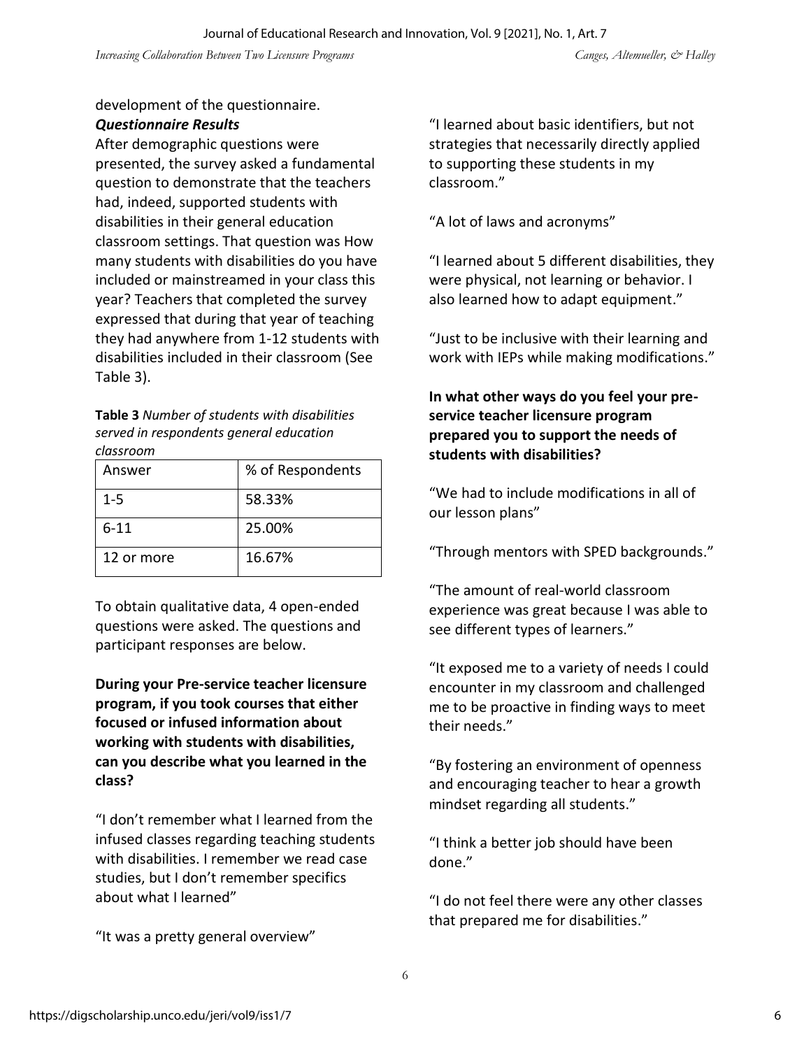development of the questionnaire.

### *Questionnaire Results*

After demographic questions were presented, the survey asked a fundamental question to demonstrate that the teachers had, indeed, supported students with disabilities in their general education classroom settings. That question was How many students with disabilities do you have included or mainstreamed in your class this year? Teachers that completed the survey expressed that during that year of teaching they had anywhere from 1-12 students with disabilities included in their classroom (See Table 3).

**Table 3** *Number of students with disabilities served in respondents general education classroom*

| Answer | % of Respondents |
|---|---|
| 1-5 | 58.33% |
| 6-11 | 25.00% |
| 12 or more | 16.67% |

To obtain qualitative data, 4 open-ended questions were asked. The questions and participant responses are below.

**During your Pre-service teacher licensure program, if you took courses that either focused or infused information about working with students with disabilities, can you describe what you learned in the class?**

"I don't remember what I learned from the infused classes regarding teaching students with disabilities. I remember we read case studies, but I don't remember specifics about what I learned"

"It was a pretty general overview"

"I learned about basic identifiers, but not strategies that necessarily directly applied to supporting these students in my classroom."

"A lot of laws and acronyms"

"I learned about 5 different disabilities, they were physical, not learning or behavior. I also learned how to adapt equipment."

"Just to be inclusive with their learning and work with IEPs while making modifications."

**In what other ways do you feel your pre-service teacher licensure program prepared you to support the needs of students with disabilities?**

"We had to include modifications in all of our lesson plans"

"Through mentors with SPED backgrounds."

"The amount of real-world classroom experience was great because I was able to see different types of learners."

"It exposed me to a variety of needs I could encounter in my classroom and challenged me to be proactive in finding ways to meet their needs."

"By fostering an environment of openness and encouraging teacher to hear a growth mindset regarding all students."

"I think a better job should have been done."

"I do not feel there were any other classes that prepared me for disabilities."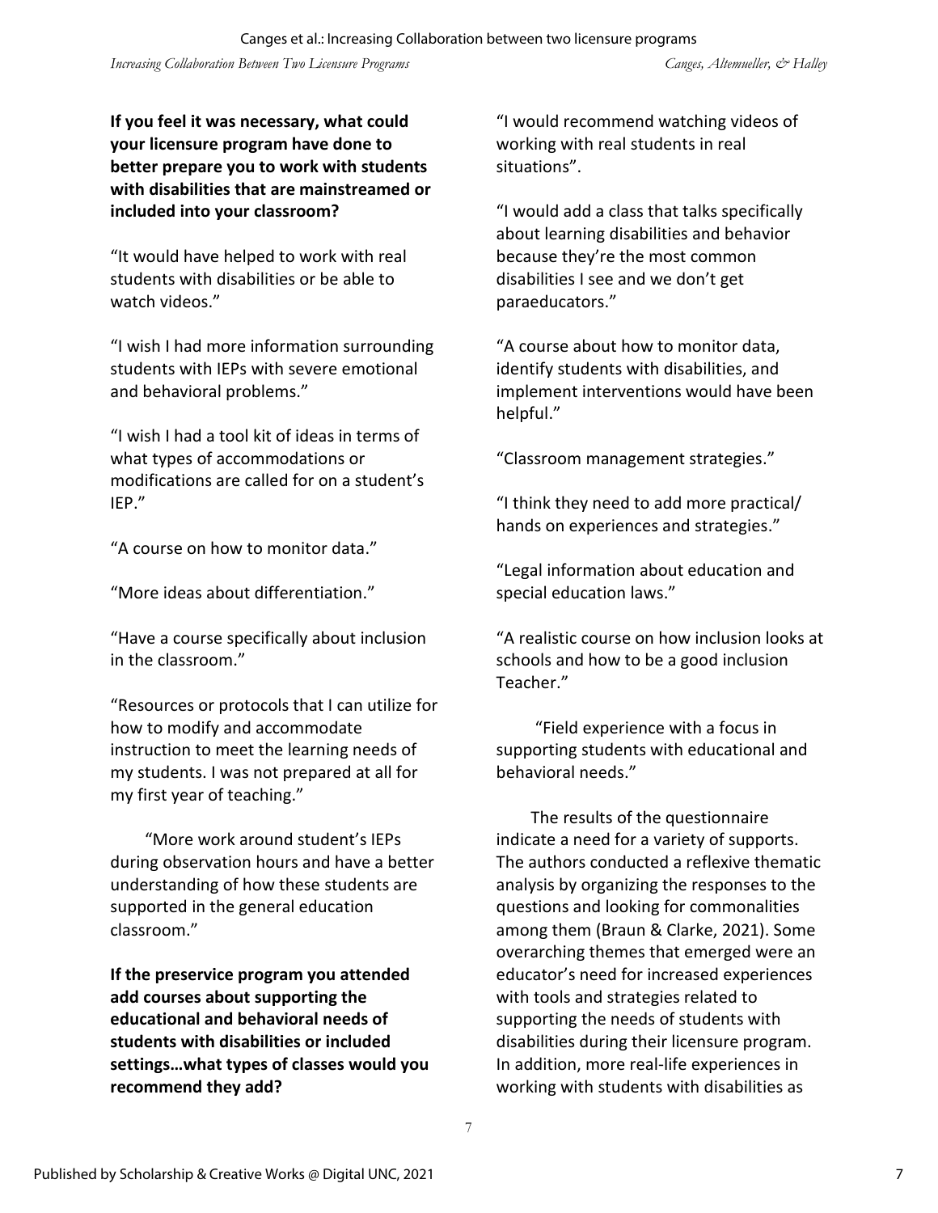**If you feel it was necessary, what could your licensure program have done to better prepare you to work with students with disabilities that are mainstreamed or included into your classroom?**

"It would have helped to work with real students with disabilities or be able to watch videos."

"I wish I had more information surrounding students with IEPs with severe emotional and behavioral problems."

"I wish I had a tool kit of ideas in terms of what types of accommodations or modifications are called for on a student's IEP."

"A course on how to monitor data."

"More ideas about differentiation."

"Have a course specifically about inclusion in the classroom."

"Resources or protocols that I can utilize for how to modify and accommodate instruction to meet the learning needs of my students. I was not prepared at all for my first year of teaching."

"More work around student's IEPs during observation hours and have a better understanding of how these students are supported in the general education classroom."

**If the preservice program you attended add courses about supporting the educational and behavioral needs of students with disabilities or included settings…what types of classes would you recommend they add?**

"I would recommend watching videos of working with real students in real situations".

"I would add a class that talks specifically about learning disabilities and behavior because they're the most common disabilities I see and we don't get paraeducators."

"A course about how to monitor data, identify students with disabilities, and implement interventions would have been helpful."

"Classroom management strategies."

"I think they need to add more practical/ hands on experiences and strategies."

"Legal information about education and special education laws."

"A realistic course on how inclusion looks at schools and how to be a good inclusion Teacher."

"Field experience with a focus in supporting students with educational and behavioral needs."

The results of the questionnaire indicate a need for a variety of supports. The authors conducted a reflexive thematic analysis by organizing the responses to the questions and looking for commonalities among them (Braun & Clarke, 2021). Some overarching themes that emerged were an educator's need for increased experiences with tools and strategies related to supporting the needs of students with disabilities during their licensure program. In addition, more real-life experiences in working with students with disabilities as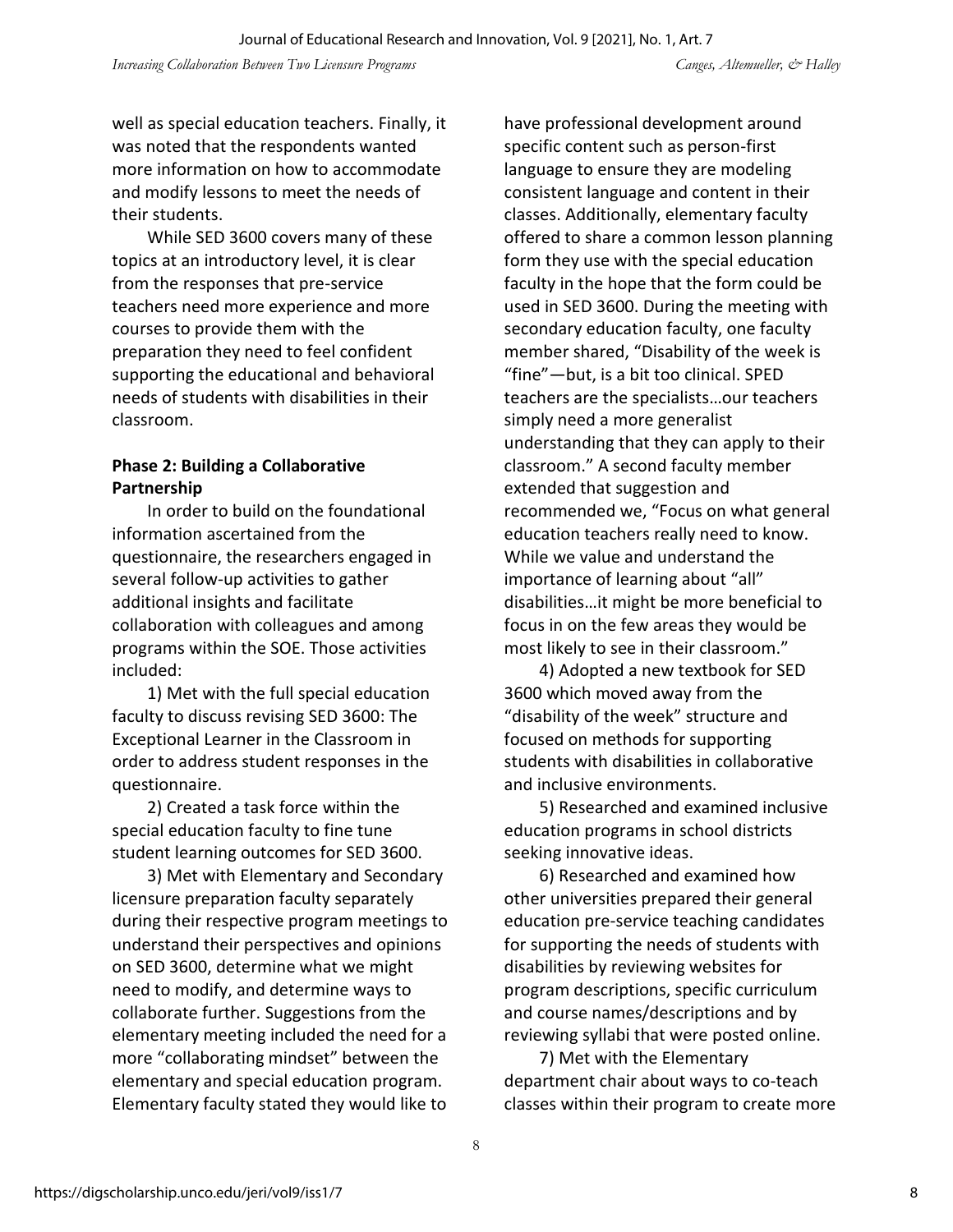well as special education teachers. Finally, it was noted that the respondents wanted more information on how to accommodate and modify lessons to meet the needs of their students.

While SED 3600 covers many of these topics at an introductory level, it is clear from the responses that pre-service teachers need more experience and more courses to provide them with the preparation they need to feel confident supporting the educational and behavioral needs of students with disabilities in their classroom.

**Phase 2: Building a Collaborative Partnership**

In order to build on the foundational information ascertained from the questionnaire, the researchers engaged in several follow-up activities to gather additional insights and facilitate collaboration with colleagues and among programs within the SOE. Those activities included:

1) Met with the full special education faculty to discuss revising SED 3600: The Exceptional Learner in the Classroom in order to address student responses in the questionnaire.

2) Created a task force within the special education faculty to fine tune student learning outcomes for SED 3600.

3) Met with Elementary and Secondary licensure preparation faculty separately during their respective program meetings to understand their perspectives and opinions on SED 3600, determine what we might need to modify, and determine ways to collaborate further. Suggestions from the elementary meeting included the need for a more "collaborating mindset" between the elementary and special education program. Elementary faculty stated they would like to have professional development around specific content such as person-first language to ensure they are modeling consistent language and content in their classes. Additionally, elementary faculty offered to share a common lesson planning form they use with the special education faculty in the hope that the form could be used in SED 3600. During the meeting with secondary education faculty, one faculty member shared, "Disability of the week is "fine"—but, is a bit too clinical. SPED teachers are the specialists…our teachers simply need a more generalist understanding that they can apply to their classroom." A second faculty member extended that suggestion and recommended we, "Focus on what general education teachers really need to know. While we value and understand the importance of learning about "all" disabilities…it might be more beneficial to focus in on the few areas they would be most likely to see in their classroom."

4) Adopted a new textbook for SED 3600 which moved away from the "disability of the week" structure and focused on methods for supporting students with disabilities in collaborative and inclusive environments.

5) Researched and examined inclusive education programs in school districts seeking innovative ideas.

6) Researched and examined how other universities prepared their general education pre-service teaching candidates for supporting the needs of students with disabilities by reviewing websites for program descriptions, specific curriculum and course names/descriptions and by reviewing syllabi that were posted online.

7) Met with the Elementary department chair about ways to co-teach classes within their program to create more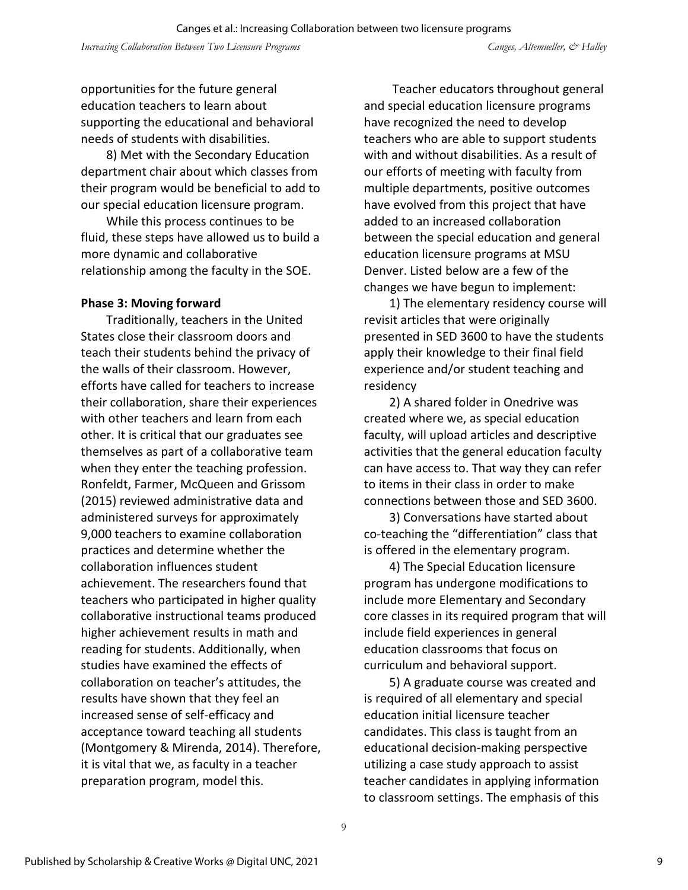opportunities for the future general education teachers to learn about supporting the educational and behavioral needs of students with disabilities.

8) Met with the Secondary Education department chair about which classes from their program would be beneficial to add to our special education licensure program.

While this process continues to be fluid, these steps have allowed us to build a more dynamic and collaborative relationship among the faculty in the SOE.

**Phase 3: Moving forward**

Traditionally, teachers in the United States close their classroom doors and teach their students behind the privacy of the walls of their classroom. However, efforts have called for teachers to increase their collaboration, share their experiences with other teachers and learn from each other. It is critical that our graduates see themselves as part of a collaborative team when they enter the teaching profession. Ronfeldt, Farmer, McQueen and Grissom (2015) reviewed administrative data and administered surveys for approximately 9,000 teachers to examine collaboration practices and determine whether the collaboration influences student achievement. The researchers found that teachers who participated in higher quality collaborative instructional teams produced higher achievement results in math and reading for students. Additionally, when studies have examined the effects of collaboration on teacher's attitudes, the results have shown that they feel an increased sense of self-efficacy and acceptance toward teaching all students (Montgomery & Mirenda, 2014). Therefore, it is vital that we, as faculty in a teacher preparation program, model this.

Teacher educators throughout general and special education licensure programs have recognized the need to develop teachers who are able to support students with and without disabilities. As a result of our efforts of meeting with faculty from multiple departments, positive outcomes have evolved from this project that have added to an increased collaboration between the special education and general education licensure programs at MSU Denver. Listed below are a few of the changes we have begun to implement:

1) The elementary residency course will revisit articles that were originally presented in SED 3600 to have the students apply their knowledge to their final field experience and/or student teaching and residency

2) A shared folder in Onedrive was created where we, as special education faculty, will upload articles and descriptive activities that the general education faculty can have access to. That way they can refer to items in their class in order to make connections between those and SED 3600.

3) Conversations have started about co-teaching the "differentiation" class that is offered in the elementary program.

4) The Special Education licensure program has undergone modifications to include more Elementary and Secondary core classes in its required program that will include field experiences in general education classrooms that focus on curriculum and behavioral support.

5) A graduate course was created and is required of all elementary and special education initial licensure teacher candidates. This class is taught from an educational decision-making perspective utilizing a case study approach to assist teacher candidates in applying information to classroom settings. The emphasis of this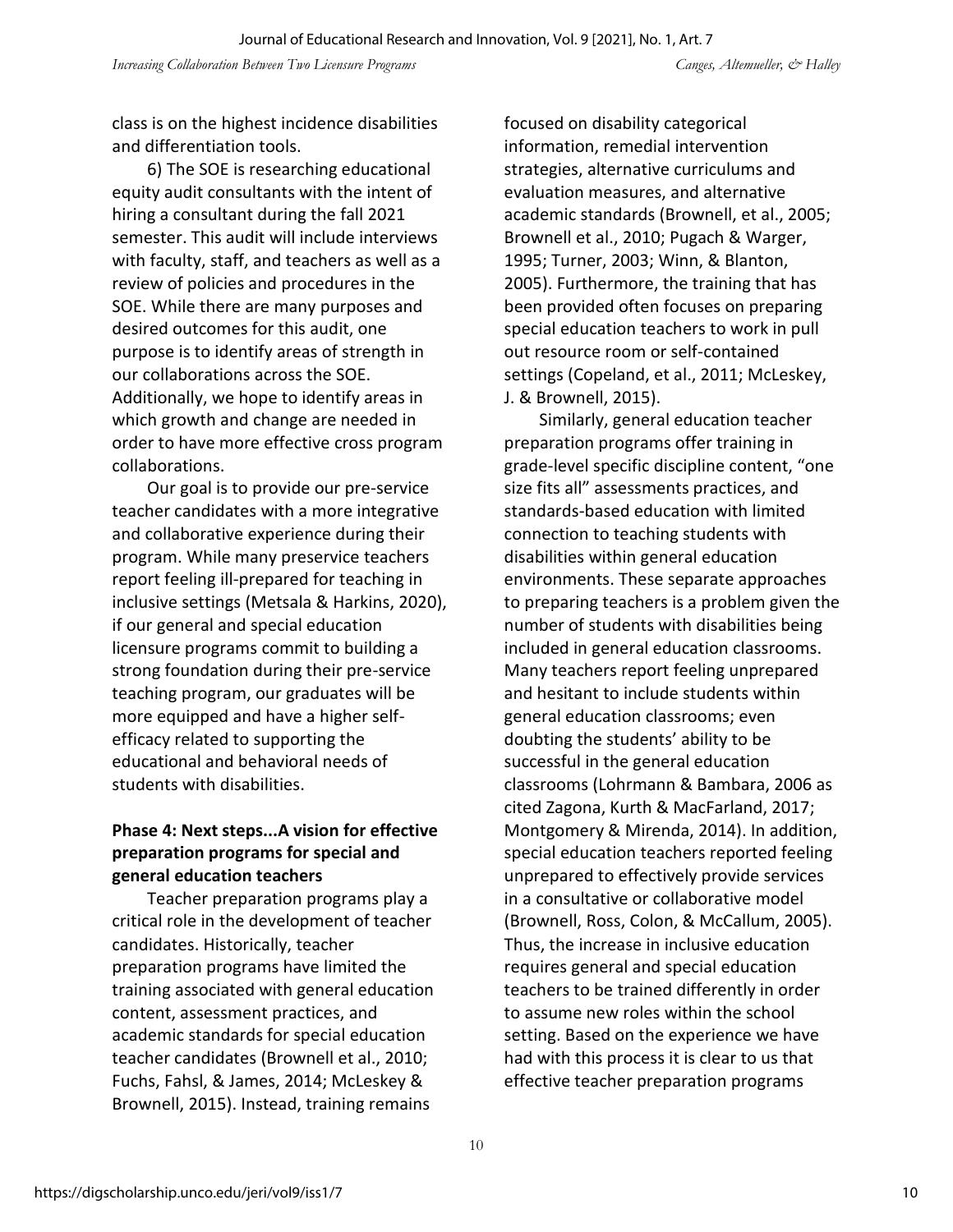class is on the highest incidence disabilities and differentiation tools.

6) The SOE is researching educational equity audit consultants with the intent of hiring a consultant during the fall 2021 semester. This audit will include interviews with faculty, staff, and teachers as well as a review of policies and procedures in the SOE. While there are many purposes and desired outcomes for this audit, one purpose is to identify areas of strength in our collaborations across the SOE. Additionally, we hope to identify areas in which growth and change are needed in order to have more effective cross program collaborations.

Our goal is to provide our pre-service teacher candidates with a more integrative and collaborative experience during their program. While many preservice teachers report feeling ill-prepared for teaching in inclusive settings (Metsala & Harkins, 2020), if our general and special education licensure programs commit to building a strong foundation during their pre-service teaching program, our graduates will be more equipped and have a higher self-efficacy related to supporting the educational and behavioral needs of students with disabilities.

### Phase 4: Next steps...A vision for effective preparation programs for special and general education teachers

Teacher preparation programs play a critical role in the development of teacher candidates. Historically, teacher preparation programs have limited the training associated with general education content, assessment practices, and academic standards for special education teacher candidates (Brownell et al., 2010; Fuchs, Fahsl, & James, 2014; McLeskey & Brownell, 2015). Instead, training remains focused on disability categorical information, remedial intervention strategies, alternative curriculums and evaluation measures, and alternative academic standards (Brownell, et al., 2005; Brownell et al., 2010; Pugach & Warger, 1995; Turner, 2003; Winn, & Blanton, 2005). Furthermore, the training that has been provided often focuses on preparing special education teachers to work in pull out resource room or self-contained settings (Copeland, et al., 2011; McLeskey, J. & Brownell, 2015).

Similarly, general education teacher preparation programs offer training in grade-level specific discipline content, "one size fits all" assessments practices, and standards-based education with limited connection to teaching students with disabilities within general education environments. These separate approaches to preparing teachers is a problem given the number of students with disabilities being included in general education classrooms. Many teachers report feeling unprepared and hesitant to include students within general education classrooms; even doubting the students' ability to be successful in the general education classrooms (Lohrmann & Bambara, 2006 as cited Zagona, Kurth & MacFarland, 2017; Montgomery & Mirenda, 2014). In addition, special education teachers reported feeling unprepared to effectively provide services in a consultative or collaborative model (Brownell, Ross, Colon, & McCallum, 2005). Thus, the increase in inclusive education requires general and special education teachers to be trained differently in order to assume new roles within the school setting. Based on the experience we have had with this process it is clear to us that effective teacher preparation programs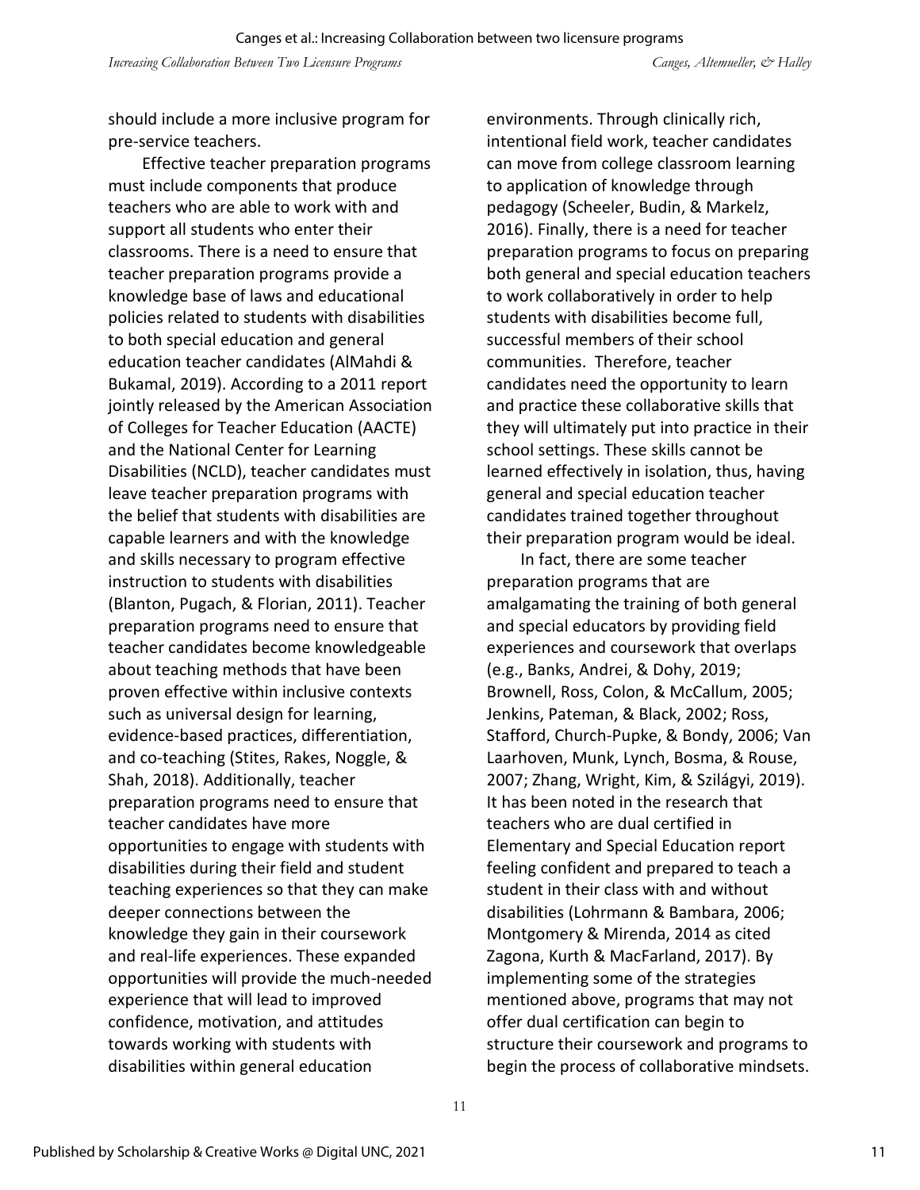should include a more inclusive program for pre-service teachers.

Effective teacher preparation programs must include components that produce teachers who are able to work with and support all students who enter their classrooms. There is a need to ensure that teacher preparation programs provide a knowledge base of laws and educational policies related to students with disabilities to both special education and general education teacher candidates (AlMahdi & Bukamal, 2019). According to a 2011 report jointly released by the American Association of Colleges for Teacher Education (AACTE) and the National Center for Learning Disabilities (NCLD), teacher candidates must leave teacher preparation programs with the belief that students with disabilities are capable learners and with the knowledge and skills necessary to program effective instruction to students with disabilities (Blanton, Pugach, & Florian, 2011). Teacher preparation programs need to ensure that teacher candidates become knowledgeable about teaching methods that have been proven effective within inclusive contexts such as universal design for learning, evidence-based practices, differentiation, and co-teaching (Stites, Rakes, Noggle, & Shah, 2018). Additionally, teacher preparation programs need to ensure that teacher candidates have more opportunities to engage with students with disabilities during their field and student teaching experiences so that they can make deeper connections between the knowledge they gain in their coursework and real-life experiences. These expanded opportunities will provide the much-needed experience that will lead to improved confidence, motivation, and attitudes towards working with students with disabilities within general education environments. Through clinically rich, intentional field work, teacher candidates can move from college classroom learning to application of knowledge through pedagogy (Scheeler, Budin, & Markelz, 2016). Finally, there is a need for teacher preparation programs to focus on preparing both general and special education teachers to work collaboratively in order to help students with disabilities become full, successful members of their school communities. Therefore, teacher candidates need the opportunity to learn and practice these collaborative skills that they will ultimately put into practice in their school settings. These skills cannot be learned effectively in isolation, thus, having general and special education teacher candidates trained together throughout their preparation program would be ideal.

In fact, there are some teacher preparation programs that are amalgamating the training of both general and special educators by providing field experiences and coursework that overlaps (e.g., Banks, Andrei, & Dohy, 2019; Brownell, Ross, Colon, & McCallum, 2005; Jenkins, Pateman, & Black, 2002; Ross, Stafford, Church-Pupke, & Bondy, 2006; Van Laarhoven, Munk, Lynch, Bosma, & Rouse, 2007; Zhang, Wright, Kim, & Szilágyi, 2019). It has been noted in the research that teachers who are dual certified in Elementary and Special Education report feeling confident and prepared to teach a student in their class with and without disabilities (Lohrmann & Bambara, 2006; Montgomery & Mirenda, 2014 as cited Zagona, Kurth & MacFarland, 2017). By implementing some of the strategies mentioned above, programs that may not offer dual certification can begin to structure their coursework and programs to begin the process of collaborative mindsets.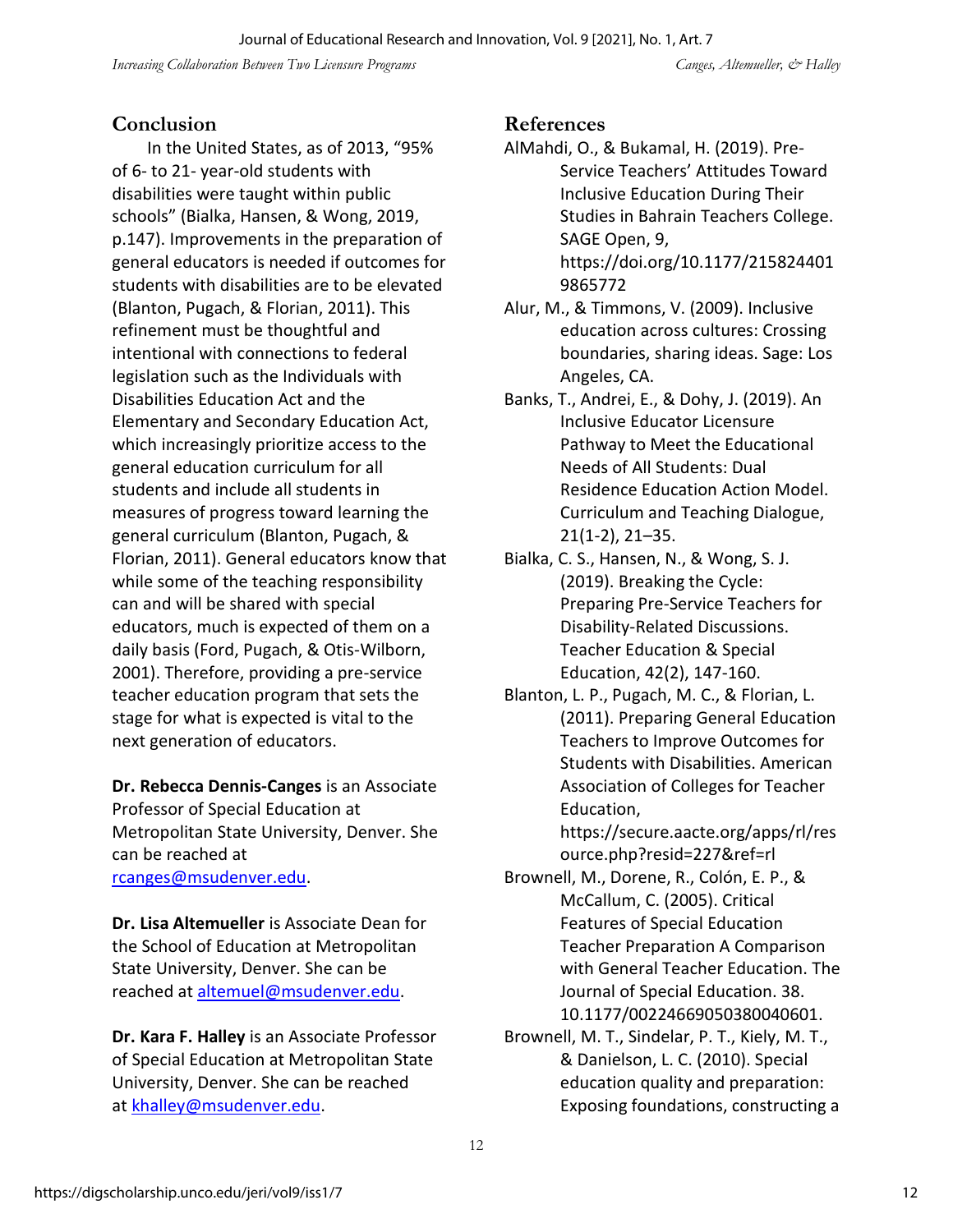## Conclusion

In the United States, as of 2013, "95% of 6- to 21- year-old students with disabilities were taught within public schools" (Bialka, Hansen, & Wong, 2019, p.147). Improvements in the preparation of general educators is needed if outcomes for students with disabilities are to be elevated (Blanton, Pugach, & Florian, 2011). This refinement must be thoughtful and intentional with connections to federal legislation such as the Individuals with Disabilities Education Act and the Elementary and Secondary Education Act, which increasingly prioritize access to the general education curriculum for all students and include all students in measures of progress toward learning the general curriculum (Blanton, Pugach, & Florian, 2011). General educators know that while some of the teaching responsibility can and will be shared with special educators, much is expected of them on a daily basis (Ford, Pugach, & Otis-Wilborn, 2001). Therefore, providing a pre-service teacher education program that sets the stage for what is expected is vital to the next generation of educators.

**Dr. Rebecca Dennis-Canges** is an Associate Professor of Special Education at Metropolitan State University, Denver. She can be reached at rcanges@msudenver.edu.

**Dr. Lisa Altemueller** is Associate Dean for the School of Education at Metropolitan State University, Denver. She can be reached at altemuel@msudenver.edu.

**Dr. Kara F. Halley** is an Associate Professor of Special Education at Metropolitan State University, Denver. She can be reached at khalley@msudenver.edu.

## References

AlMahdi, O., & Bukamal, H. (2019). Pre-Service Teachers' Attitudes Toward Inclusive Education During Their Studies in Bahrain Teachers College. SAGE Open, 9, https://doi.org/10.1177/2158244019865772

Alur, M., & Timmons, V. (2009). Inclusive education across cultures: Crossing boundaries, sharing ideas. Sage: Los Angeles, CA.

Banks, T., Andrei, E., & Dohy, J. (2019). An Inclusive Educator Licensure Pathway to Meet the Educational Needs of All Students: Dual Residence Education Action Model. Curriculum and Teaching Dialogue, 21(1-2), 21–35.

Bialka, C. S., Hansen, N., & Wong, S. J. (2019). Breaking the Cycle: Preparing Pre-Service Teachers for Disability-Related Discussions. Teacher Education & Special Education, 42(2), 147-160.

Blanton, L. P., Pugach, M. C., & Florian, L. (2011). Preparing General Education Teachers to Improve Outcomes for Students with Disabilities. American Association of Colleges for Teacher Education, https://secure.aacte.org/apps/rl/resource.php?resid=227&ref=rl

Brownell, M., Dorene, R., Colón, E. P., & McCallum, C. (2005). Critical Features of Special Education Teacher Preparation A Comparison with General Teacher Education. The Journal of Special Education. 38. 10.1177/00224669050380040601.

Brownell, M. T., Sindelar, P. T., Kiely, M. T., & Danielson, L. C. (2010). Special education quality and preparation: Exposing foundations, constructing a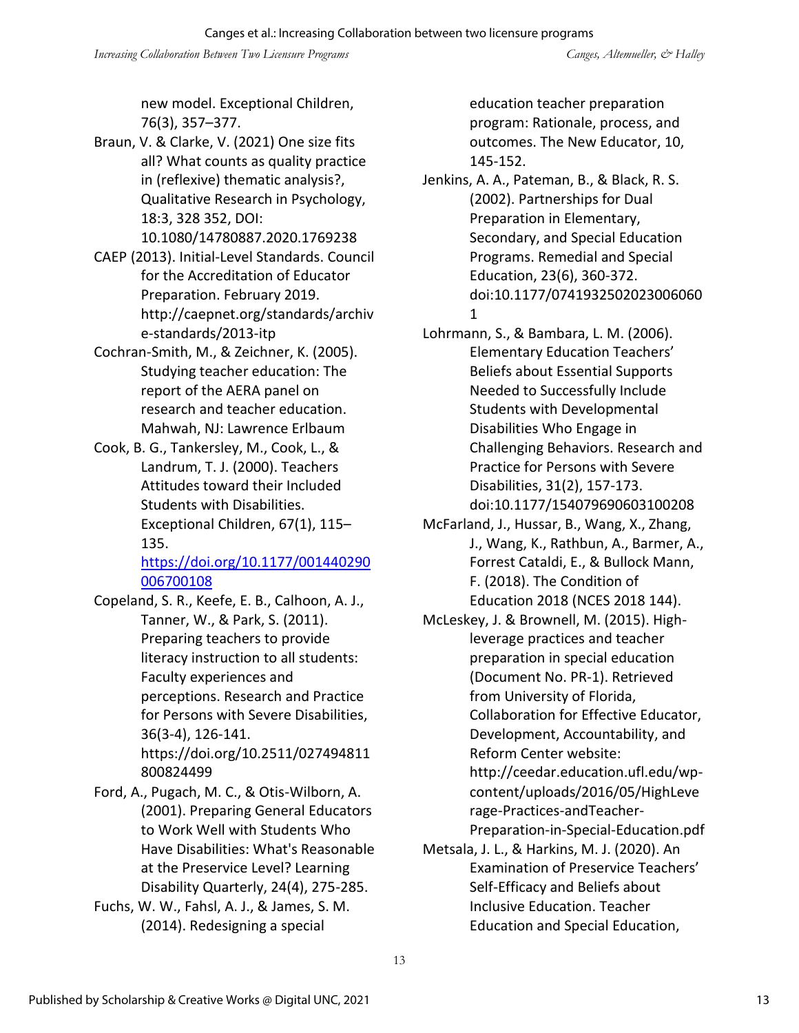new model. Exceptional Children, 76(3), 357–377.

Braun, V. & Clarke, V. (2021) One size fits all? What counts as quality practice in (reflexive) thematic analysis?, Qualitative Research in Psychology, 18:3, 328 352, DOI: 10.1080/14780887.2020.1769238

CAEP (2013). Initial-Level Standards. Council for the Accreditation of Educator Preparation. February 2019. http://caepnet.org/standards/archive-standards/2013-itp

Cochran-Smith, M., & Zeichner, K. (2005). Studying teacher education: The report of the AERA panel on research and teacher education. Mahwah, NJ: Lawrence Erlbaum

Cook, B. G., Tankersley, M., Cook, L., & Landrum, T. J. (2000). Teachers Attitudes toward their Included Students with Disabilities. Exceptional Children, 67(1), 115–135. https://doi.org/10.1177/001440290006700108

Copeland, S. R., Keefe, E. B., Calhoon, A. J., Tanner, W., & Park, S. (2011). Preparing teachers to provide literacy instruction to all students: Faculty experiences and perceptions. Research and Practice for Persons with Severe Disabilities, 36(3-4), 126-141. https://doi.org/10.2511/027494811800824499

Ford, A., Pugach, M. C., & Otis-Wilborn, A. (2001). Preparing General Educators to Work Well with Students Who Have Disabilities: What's Reasonable at the Preservice Level? Learning Disability Quarterly, 24(4), 275-285.

Fuchs, W. W., Fahsl, A. J., & James, S. M. (2014). Redesigning a special education teacher preparation program: Rationale, process, and outcomes. The New Educator, 10, 145-152.

Jenkins, A. A., Pateman, B., & Black, R. S. (2002). Partnerships for Dual Preparation in Elementary, Secondary, and Special Education Programs. Remedial and Special Education, 23(6), 360-372. doi:10.1177/07419325020230060601

Lohrmann, S., & Bambara, L. M. (2006). Elementary Education Teachers' Beliefs about Essential Supports Needed to Successfully Include Students with Developmental Disabilities Who Engage in Challenging Behaviors. Research and Practice for Persons with Severe Disabilities, 31(2), 157-173. doi:10.1177/154079690603100208

McFarland, J., Hussar, B., Wang, X., Zhang, J., Wang, K., Rathbun, A., Barmer, A., Forrest Cataldi, E., & Bullock Mann, F. (2018). The Condition of Education 2018 (NCES 2018 144).

McLeskey, J. & Brownell, M. (2015). High-leverage practices and teacher preparation in special education (Document No. PR-1). Retrieved from University of Florida, Collaboration for Effective Educator, Development, Accountability, and Reform Center website: http://ceedar.education.ufl.edu/wp-content/uploads/2016/05/HighLeverage-Practices-andTeacher-Preparation-in-Special-Education.pdf

Metsala, J. L., & Harkins, M. J. (2020). An Examination of Preservice Teachers' Self-Efficacy and Beliefs about Inclusive Education. Teacher Education and Special Education,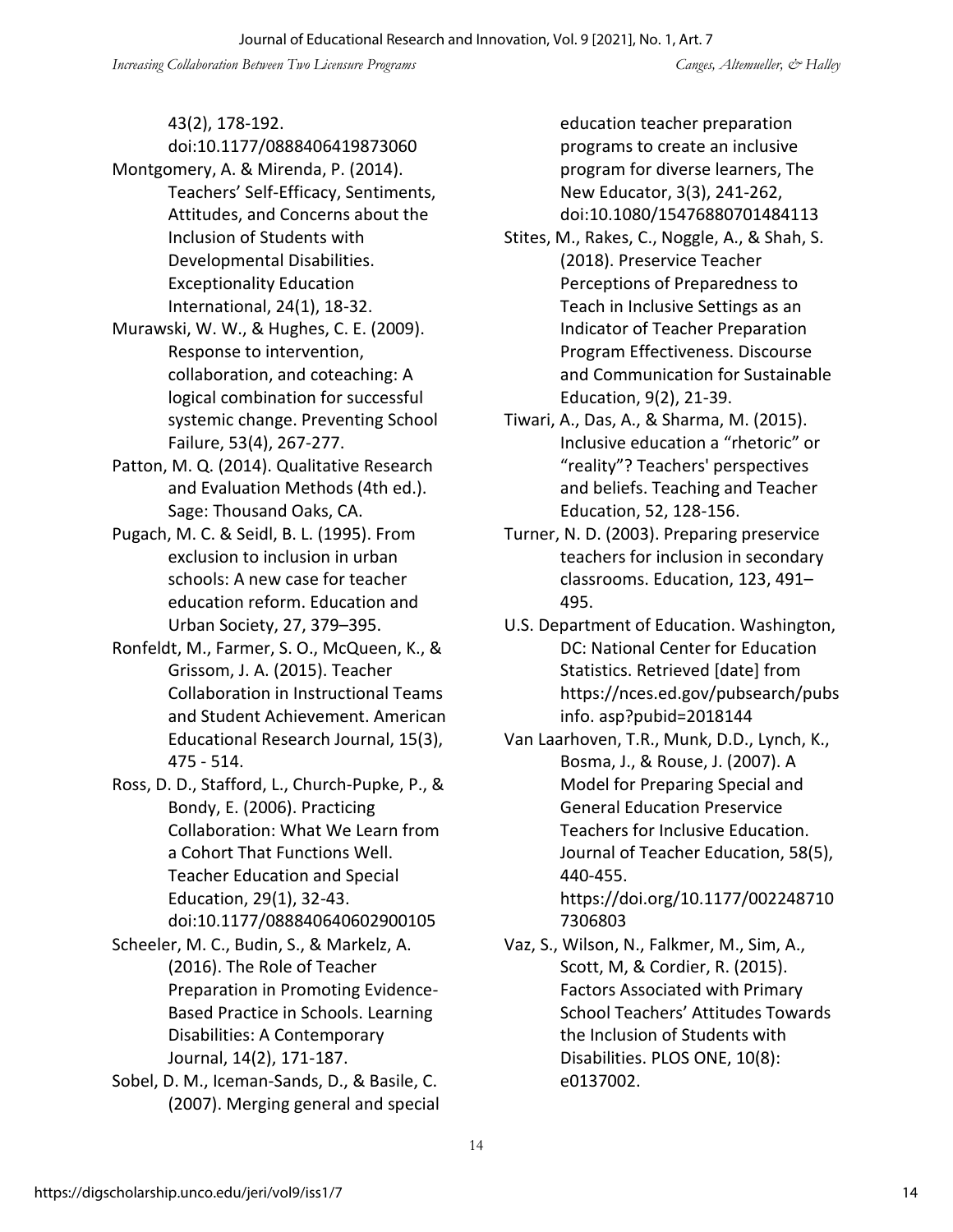43(2), 178-192. doi:10.1177/0888406419873060

Montgomery, A. & Mirenda, P. (2014). Teachers' Self-Efficacy, Sentiments, Attitudes, and Concerns about the Inclusion of Students with Developmental Disabilities. Exceptionality Education International, 24(1), 18-32.

Murawski, W. W., & Hughes, C. E. (2009). Response to intervention, collaboration, and coteaching: A logical combination for successful systemic change. Preventing School Failure, 53(4), 267-277.

Patton, M. Q. (2014). Qualitative Research and Evaluation Methods (4th ed.). Sage: Thousand Oaks, CA.

Pugach, M. C. & Seidl, B. L. (1995). From exclusion to inclusion in urban schools: A new case for teacher education reform. Education and Urban Society, 27, 379–395.

Ronfeldt, M., Farmer, S. O., McQueen, K., & Grissom, J. A. (2015). Teacher Collaboration in Instructional Teams and Student Achievement. American Educational Research Journal, 15(3), 475 - 514.

Ross, D. D., Stafford, L., Church-Pupke, P., & Bondy, E. (2006). Practicing Collaboration: What We Learn from a Cohort That Functions Well. Teacher Education and Special Education, 29(1), 32-43. doi:10.1177/088840640602900105

Scheeler, M. C., Budin, S., & Markelz, A. (2016). The Role of Teacher Preparation in Promoting Evidence-Based Practice in Schools. Learning Disabilities: A Contemporary Journal, 14(2), 171-187.

Sobel, D. M., Iceman-Sands, D., & Basile, C. (2007). Merging general and special education teacher preparation programs to create an inclusive program for diverse learners, The New Educator, 3(3), 241-262, doi:10.1080/15476880701484113

Stites, M., Rakes, C., Noggle, A., & Shah, S. (2018). Preservice Teacher Perceptions of Preparedness to Teach in Inclusive Settings as an Indicator of Teacher Preparation Program Effectiveness. Discourse and Communication for Sustainable Education, 9(2), 21-39.

Tiwari, A., Das, A., & Sharma, M. (2015). Inclusive education a "rhetoric" or "reality"? Teachers' perspectives and beliefs. Teaching and Teacher Education, 52, 128-156.

Turner, N. D. (2003). Preparing preservice teachers for inclusion in secondary classrooms. Education, 123, 491–495.

U.S. Department of Education. Washington, DC: National Center for Education Statistics. Retrieved [date] from https://nces.ed.gov/pubsearch/pubsinfo. asp?pubid=2018144

Van Laarhoven, T.R., Munk, D.D., Lynch, K., Bosma, J., & Rouse, J. (2007). A Model for Preparing Special and General Education Preservice Teachers for Inclusive Education. Journal of Teacher Education, 58(5), 440-455. https://doi.org/10.1177/0022487107306803

Vaz, S., Wilson, N., Falkmer, M., Sim, A., Scott, M, & Cordier, R. (2015). Factors Associated with Primary School Teachers' Attitudes Towards the Inclusion of Students with Disabilities. PLOS ONE, 10(8): e0137002.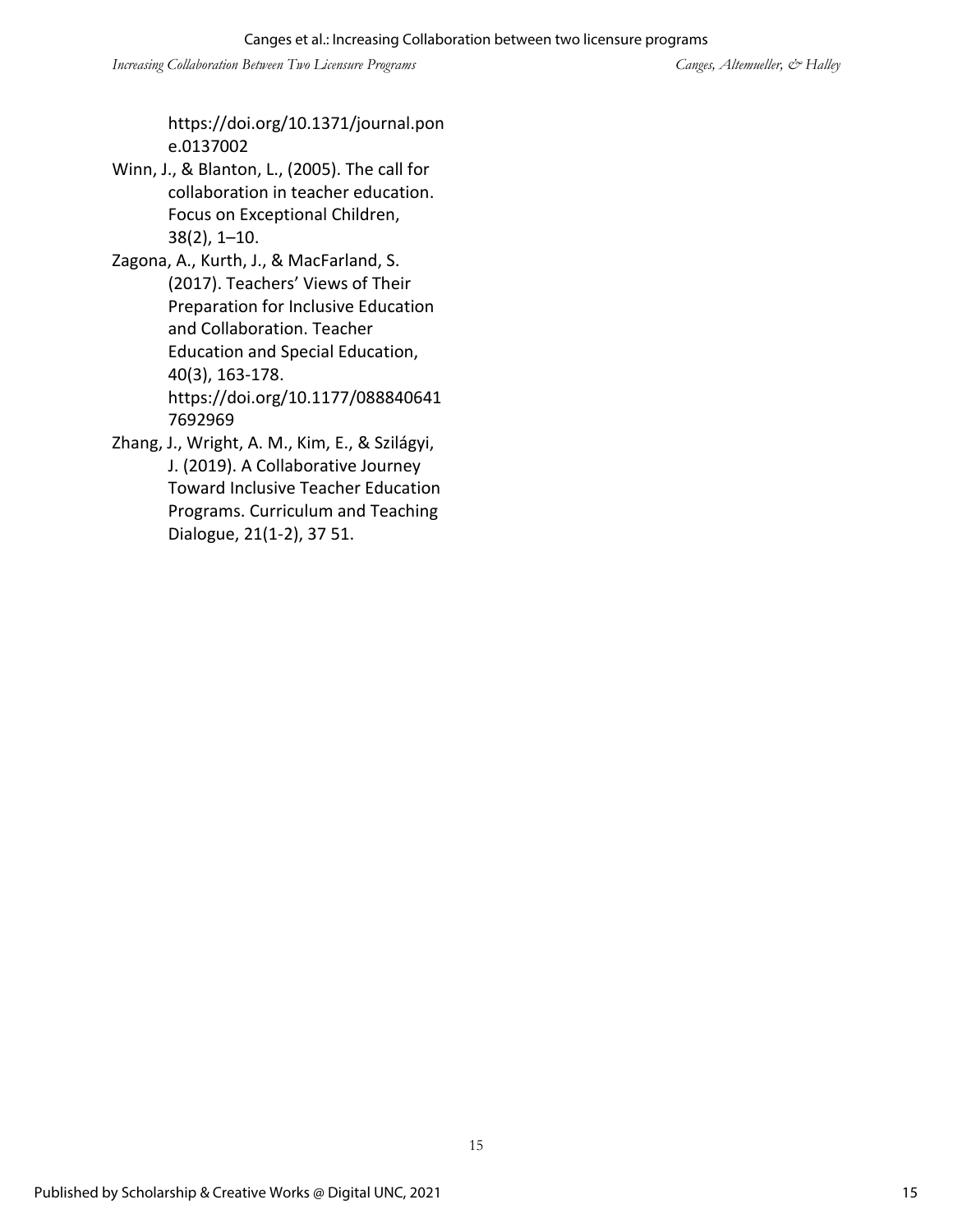https://doi.org/10.1371/journal.pone.0137002

Winn, J., & Blanton, L., (2005). The call for collaboration in teacher education. Focus on Exceptional Children, 38(2), 1–10.

Zagona, A., Kurth, J., & MacFarland, S. (2017). Teachers' Views of Their Preparation for Inclusive Education and Collaboration. Teacher Education and Special Education, 40(3), 163-178. https://doi.org/10.1177/0888406417692969

Zhang, J., Wright, A. M., Kim, E., & Szilágyi, J. (2019). A Collaborative Journey Toward Inclusive Teacher Education Programs. Curriculum and Teaching Dialogue, 21(1-2), 37 51.